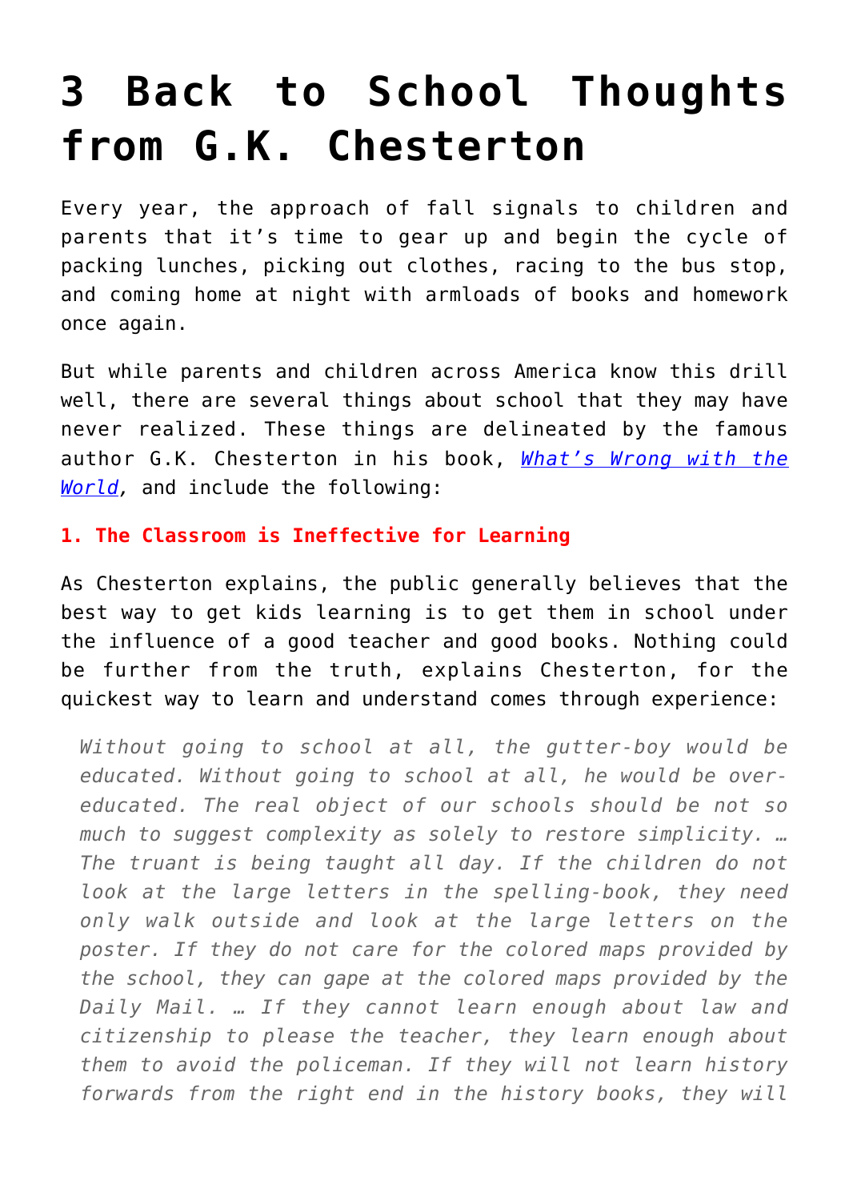# 3 Back to School Thoughts from G.K. Chesterton

Every year, the approach of fall signals to children and parents that it's time to gear up and begin the cycle of packing lunches, picking out clothes, racing to the bus stop, and coming home at night with armloads of books and homework once again.

But while parents and children across America know this drill well, there are several things about school that they may have never realized. These things are delineated by the famous author G.K. Chesterton in his book, *What's Wrong with the World*, and include the following:

**1. The Classroom is Ineffective for Learning**

As Chesterton explains, the public generally believes that the best way to get kids learning is to get them in school under the influence of a good teacher and good books. Nothing could be further from the truth, explains Chesterton, for the quickest way to learn and understand comes through experience:

> *Without going to school at all, the gutter-boy would be educated. Without going to school at all, he would be over-educated. The real object of our schools should be not so much to suggest complexity as solely to restore simplicity. … The truant is being taught all day. If the children do not look at the large letters in the spelling-book, they need only walk outside and look at the large letters on the poster. If they do not care for the colored maps provided by the school, they can gape at the colored maps provided by the Daily Mail. … If they cannot learn enough about law and citizenship to please the teacher, they learn enough about them to avoid the policeman. If they will not learn history forwards from the right end in the history books, they will*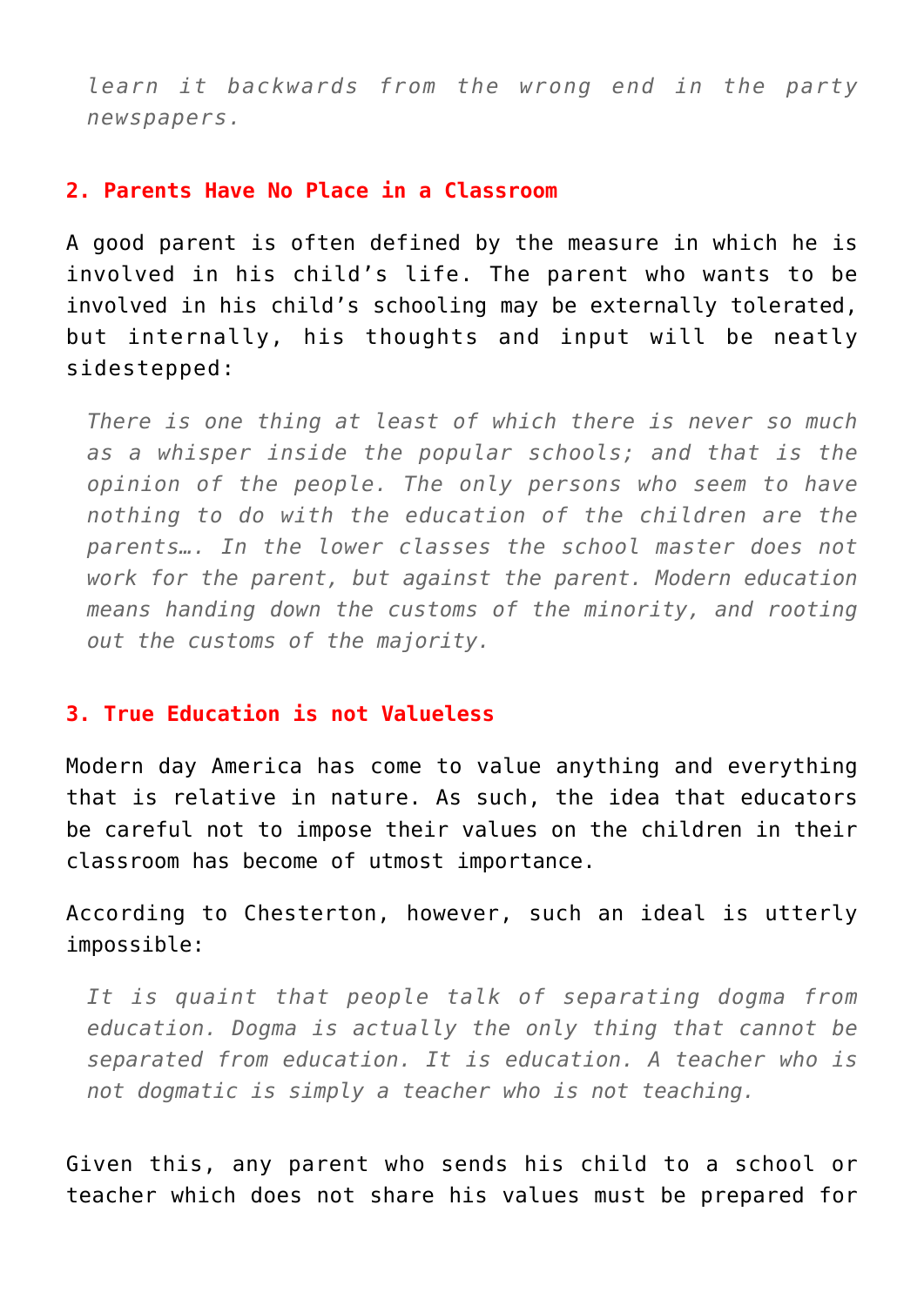> *learn it backwards from the wrong end in the party newspapers.*

## 2. Parents Have No Place in a Classroom

A good parent is often defined by the measure in which he is involved in his child's life. The parent who wants to be involved in his child's schooling may be externally tolerated, but internally, his thoughts and input will be neatly sidestepped:

> *There is one thing at least of which there is never so much as a whisper inside the popular schools; and that is the opinion of the people. The only persons who seem to have nothing to do with the education of the children are the parents…. In the lower classes the school master does not work for the parent, but against the parent. Modern education means handing down the customs of the minority, and rooting out the customs of the majority.*

## 3. True Education is not Valueless

Modern day America has come to value anything and everything that is relative in nature. As such, the idea that educators be careful not to impose their values on the children in their classroom has become of utmost importance.

According to Chesterton, however, such an ideal is utterly impossible:

> *It is quaint that people talk of separating dogma from education. Dogma is actually the only thing that cannot be separated from education. It is education. A teacher who is not dogmatic is simply a teacher who is not teaching.*

Given this, any parent who sends his child to a school or teacher which does not share his values must be prepared for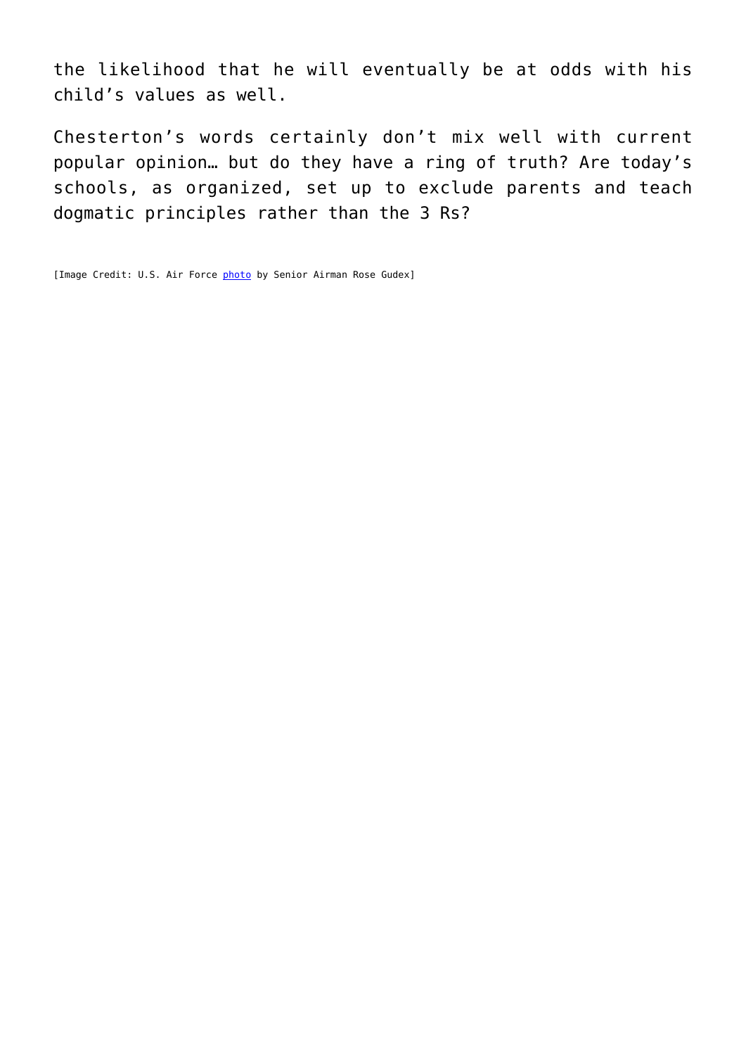the likelihood that he will eventually be at odds with his child's values as well.

Chesterton's words certainly don't mix well with current popular opinion… but do they have a ring of truth? Are today's schools, as organized, set up to exclude parents and teach dogmatic principles rather than the 3 Rs?

[Image Credit: U.S. Air Force photo by Senior Airman Rose Gudex]